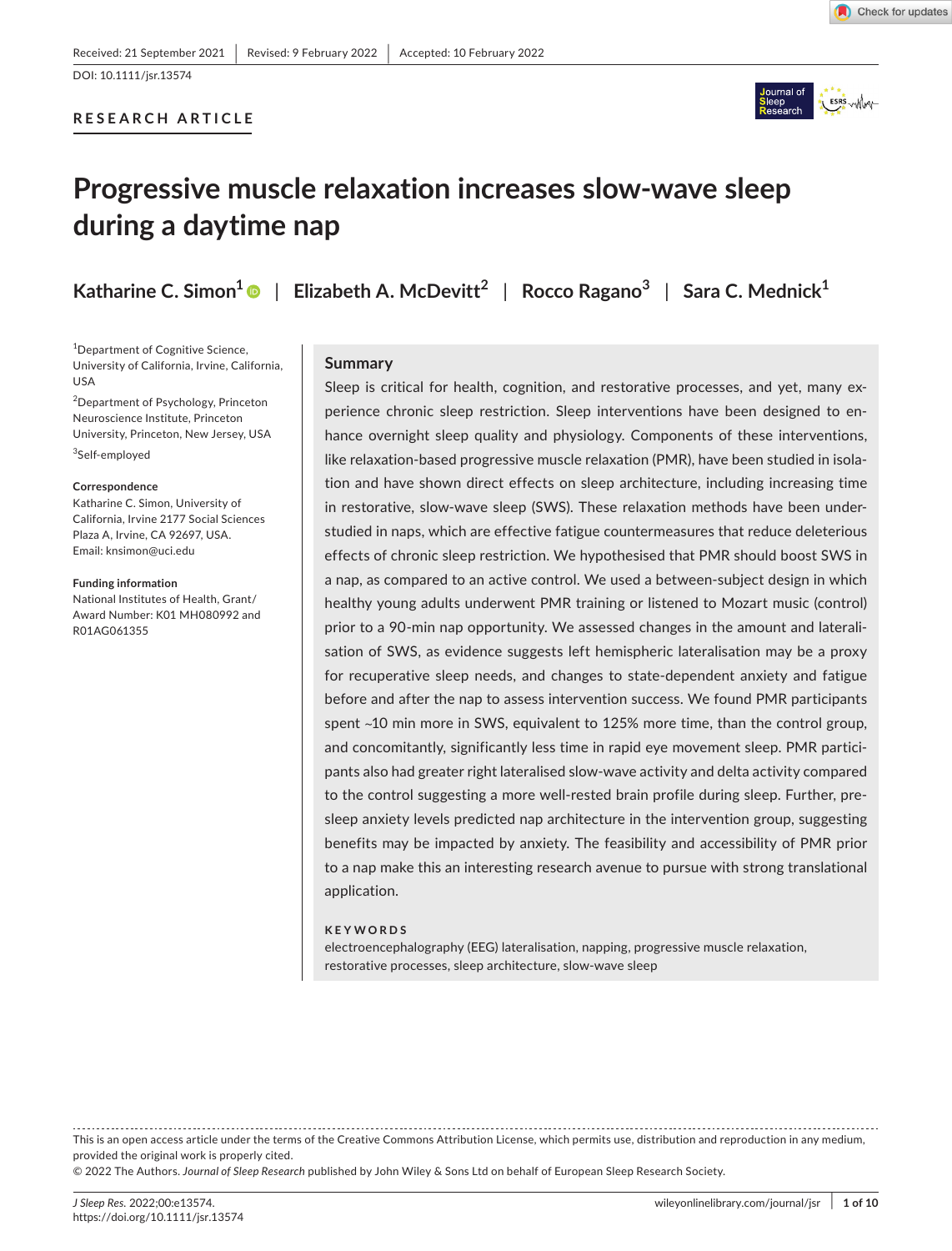Received: 21 September 2021 | Revised: 9 February 2022 | Accepted: 10 February 2022

DOI: 10.1111/jsr.13574

**RESEARCH ARTICLE**

# Progressive muscle relaxation increases slow-wave sleep during a daytime nap

**Katharine C. Simon[1]** | **Elizabeth A. McDevitt[2]** | **Rocco Ragano[3]** | **Sara C. Mednick[1]**

[1]Department of Cognitive Science, University of California, Irvine, California, USA

[2]Department of Psychology, Princeton Neuroscience Institute, Princeton University, Princeton, New Jersey, USA

[3]Self-employed

**Correspondence**
Katharine C. Simon, University of California, Irvine 2177 Social Sciences Plaza A, Irvine, CA 92697, USA.
Email: knsimon@uci.edu

**Funding information**
National Institutes of Health, Grant/Award Number: K01 MH080992 and R01AG061355

## Summary

Sleep is critical for health, cognition, and restorative processes, and yet, many experience chronic sleep restriction. Sleep interventions have been designed to enhance overnight sleep quality and physiology. Components of these interventions, like relaxation-based progressive muscle relaxation (PMR), have been studied in isolation and have shown direct effects on sleep architecture, including increasing time in restorative, slow-wave sleep (SWS). These relaxation methods have been understudied in naps, which are effective fatigue countermeasures that reduce deleterious effects of chronic sleep restriction. We hypothesised that PMR should boost SWS in a nap, as compared to an active control. We used a between-subject design in which healthy young adults underwent PMR training or listened to Mozart music (control) prior to a 90-min nap opportunity. We assessed changes in the amount and lateralisation of SWS, as evidence suggests left hemispheric lateralisation may be a proxy for recuperative sleep needs, and changes to state-dependent anxiety and fatigue before and after the nap to assess intervention success. We found PMR participants spent ~10 min more in SWS, equivalent to 125% more time, than the control group, and concomitantly, significantly less time in rapid eye movement sleep. PMR participants also had greater right lateralised slow-wave activity and delta activity compared to the control suggesting a more well-rested brain profile during sleep. Further, pre-sleep anxiety levels predicted nap architecture in the intervention group, suggesting benefits may be impacted by anxiety. The feasibility and accessibility of PMR prior to a nap make this an interesting research avenue to pursue with strong translational application.

**KEYWORDS**
electroencephalography (EEG) lateralisation, napping, progressive muscle relaxation, restorative processes, sleep architecture, slow-wave sleep

This is an open access article under the terms of the Creative Commons Attribution License, which permits use, distribution and reproduction in any medium, provided the original work is properly cited.
© 2022 The Authors. *Journal of Sleep Research* published by John Wiley & Sons Ltd on behalf of European Sleep Research Society.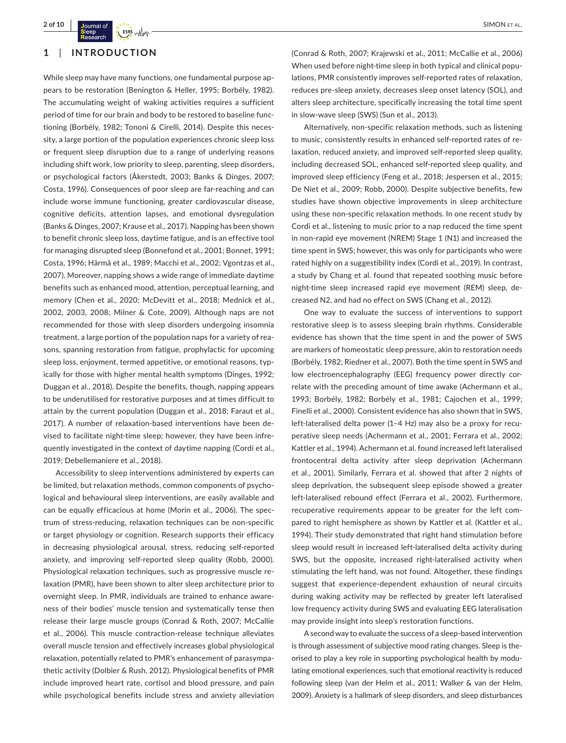## 1 | INTRODUCTION

While sleep may have many functions, one fundamental purpose appears to be restoration (Benington & Heller, 1995; Borbély, 1982). The accumulating weight of waking activities requires a sufficient period of time for our brain and body to be restored to baseline functioning (Borbély, 1982; Tononi & Cirelli, 2014). Despite this necessity, a large portion of the population experiences chronic sleep loss or frequent sleep disruption due to a range of underlying reasons including shift work, low priority to sleep, parenting, sleep disorders, or psychological factors (Åkerstedt, 2003; Banks & Dinges, 2007; Costa, 1996). Consequences of poor sleep are far-reaching and can include worse immune functioning, greater cardiovascular disease, cognitive deficits, attention lapses, and emotional dysregulation (Banks & Dinges, 2007; Krause et al., 2017). Napping has been shown to benefit chronic sleep loss, daytime fatigue, and is an effective tool for managing disrupted sleep (Bonnefond et al., 2001; Bonnet, 1991; Costa, 1996; Härmä et al., 1989; Macchi et al., 2002; Vgontzas et al., 2007). Moreover, napping shows a wide range of immediate daytime benefits such as enhanced mood, attention, perceptual learning, and memory (Chen et al., 2020; McDevitt et al., 2018; Mednick et al., 2002, 2003, 2008; Milner & Cote, 2009). Although naps are not recommended for those with sleep disorders undergoing insomnia treatment, a large portion of the population naps for a variety of reasons, spanning restoration from fatigue, prophylactic for upcoming sleep loss, enjoyment, termed appetitive, or emotional reasons, typically for those with higher mental health symptoms (Dinges, 1992; Duggan et al., 2018). Despite the benefits, though, napping appears to be underutilised for restorative purposes and at times difficult to attain by the current population (Duggan et al., 2018; Faraut et al., 2017). A number of relaxation-based interventions have been devised to facilitate night-time sleep; however, they have been infrequently investigated in the context of daytime napping (Cordi et al., 2019; Debellemaniere et al., 2018).

Accessibility to sleep interventions administered by experts can be limited, but relaxation methods, common components of psychological and behavioural sleep interventions, are easily available and can be equally efficacious at home (Morin et al., 2006). The spectrum of stress-reducing, relaxation techniques can be non-specific or target physiology or cognition. Research supports their efficacy in decreasing physiological arousal, stress, reducing self-reported anxiety, and improving self-reported sleep quality (Robb, 2000). Physiological relaxation techniques, such as progressive muscle relaxation (PMR), have been shown to alter sleep architecture prior to overnight sleep. In PMR, individuals are trained to enhance awareness of their bodies' muscle tension and systematically tense then release their large muscle groups (Conrad & Roth, 2007; McCallie et al., 2006). This muscle contraction-release technique alleviates overall muscle tension and effectively increases global physiological relaxation, potentially related to PMR's enhancement of parasympathetic activity (Dolbier & Rush, 2012). Physiological benefits of PMR include improved heart rate, cortisol and blood pressure, and pain while psychological benefits include stress and anxiety alleviation (Conrad & Roth, 2007; Krajewski et al., 2011; McCallie et al., 2006) When used before night-time sleep in both typical and clinical populations, PMR consistently improves self-reported rates of relaxation, reduces pre-sleep anxiety, decreases sleep onset latency (SOL), and alters sleep architecture, specifically increasing the total time spent in slow-wave sleep (SWS) (Sun et al., 2013).

Alternatively, non-specific relaxation methods, such as listening to music, consistently results in enhanced self-reported rates of relaxation, reduced anxiety, and improved self-reported sleep quality, including decreased SOL, enhanced self-reported sleep quality, and improved sleep efficiency (Feng et al., 2018; Jespersen et al., 2015; De Niet et al., 2009; Robb, 2000). Despite subjective benefits, few studies have shown objective improvements in sleep architecture using these non-specific relaxation methods. In one recent study by Cordi et al., listening to music prior to a nap reduced the time spent in non-rapid eye movement (NREM) Stage 1 (N1) and increased the time spent in SWS; however, this was only for participants who were rated highly on a suggestibility index (Cordi et al., 2019). In contrast, a study by Chang et al. found that repeated soothing music before night-time sleep increased rapid eye movement (REM) sleep, decreased N2, and had no effect on SWS (Chang et al., 2012).

One way to evaluate the success of interventions to support restorative sleep is to assess sleeping brain rhythms. Considerable evidence has shown that the time spent in and the power of SWS are markers of homeostatic sleep pressure, akin to restoration needs (Borbély, 1982; Riedner et al., 2007). Both the time spent in SWS and low electroencephalography (EEG) frequency power directly correlate with the preceding amount of time awake (Achermann et al., 1993; Borbély, 1982; Borbély et al., 1981; Cajochen et al., 1999; Finelli et al., 2000). Consistent evidence has also shown that in SWS, left-lateralised delta power (1–4 Hz) may also be a proxy for recuperative sleep needs (Achermann et al., 2001; Ferrara et al., 2002; Kattler et al., 1994). Achermann et al. found increased left lateralised frontocentral delta activity after sleep deprivation (Achermann et al., 2001). Similarly, Ferrara et al. showed that after 2 nights of sleep deprivation, the subsequent sleep episode showed a greater left-lateralised rebound effect (Ferrara et al., 2002). Furthermore, recuperative requirements appear to be greater for the left compared to right hemisphere as shown by Kattler et al. (Kattler et al., 1994). Their study demonstrated that right hand stimulation before sleep would result in increased left-lateralised delta activity during SWS, but the opposite, increased right-lateralised activity when stimulating the left hand, was not found. Altogether, these findings suggest that experience-dependent exhaustion of neural circuits during waking activity may be reflected by greater left lateralised low frequency activity during SWS and evaluating EEG lateralisation may provide insight into sleep's restoration functions.

A second way to evaluate the success of a sleep-based intervention is through assessment of subjective mood rating changes. Sleep is theorised to play a key role in supporting psychological health by modulating emotional experiences, such that emotional reactivity is reduced following sleep (van der Helm et al., 2011; Walker & van der Helm, 2009). Anxiety is a hallmark of sleep disorders, and sleep disturbances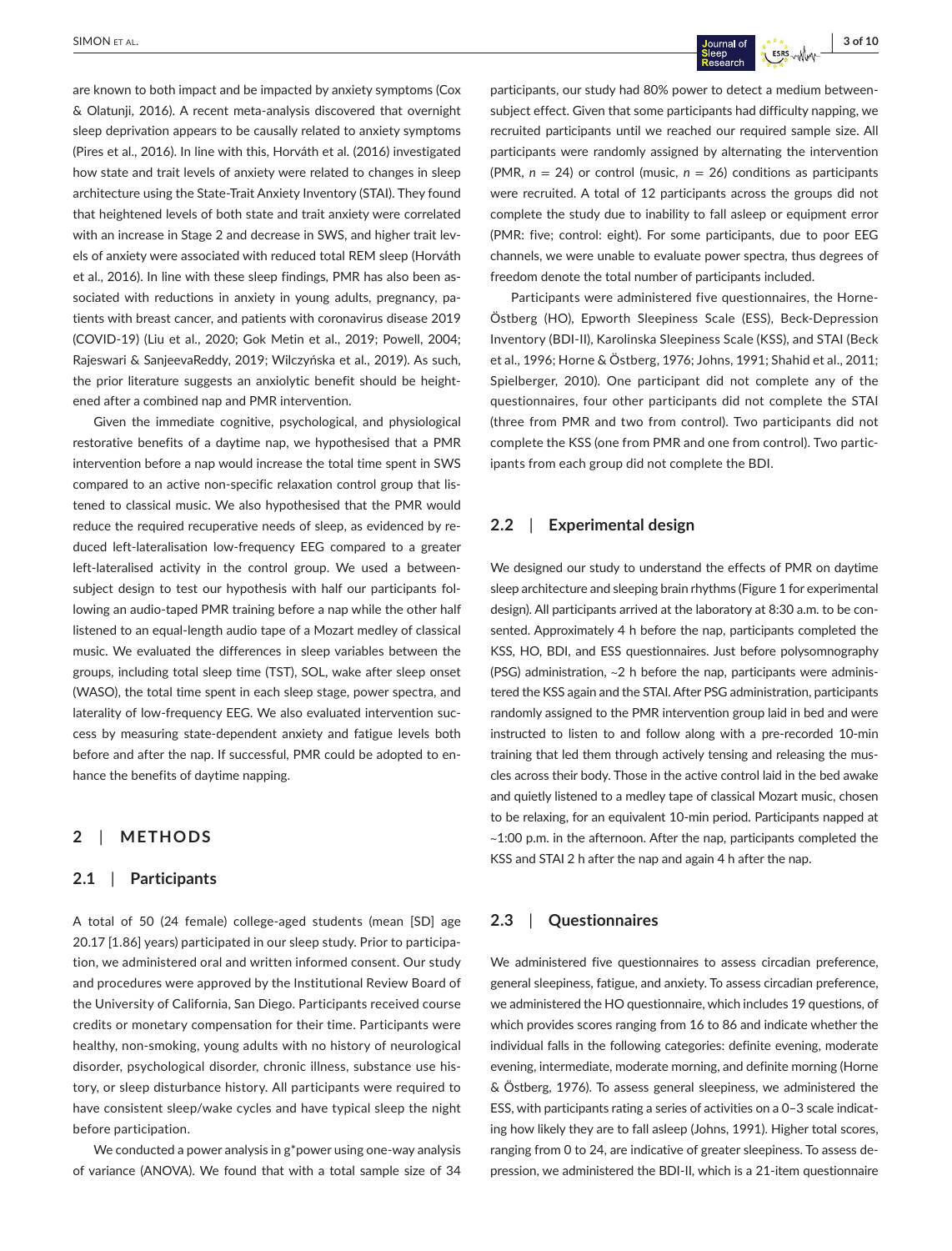are known to both impact and be impacted by anxiety symptoms (Cox & Olatunji, 2016). A recent meta-analysis discovered that overnight sleep deprivation appears to be causally related to anxiety symptoms (Pires et al., 2016). In line with this, Horváth et al. (2016) investigated how state and trait levels of anxiety were related to changes in sleep architecture using the State-Trait Anxiety Inventory (STAI). They found that heightened levels of both state and trait anxiety were correlated with an increase in Stage 2 and decrease in SWS, and higher trait levels of anxiety were associated with reduced total REM sleep (Horváth et al., 2016). In line with these sleep findings, PMR has also been associated with reductions in anxiety in young adults, pregnancy, patients with breast cancer, and patients with coronavirus disease 2019 (COVID-19) (Liu et al., 2020; Gok Metin et al., 2019; Powell, 2004; Rajeswari & SanjeevaReddy, 2019; Wilczyńska et al., 2019). As such, the prior literature suggests an anxiolytic benefit should be heightened after a combined nap and PMR intervention.

Given the immediate cognitive, psychological, and physiological restorative benefits of a daytime nap, we hypothesised that a PMR intervention before a nap would increase the total time spent in SWS compared to an active non-specific relaxation control group that listened to classical music. We also hypothesised that the PMR would reduce the required recuperative needs of sleep, as evidenced by reduced left-lateralisation low-frequency EEG compared to a greater left-lateralised activity in the control group. We used a between-subject design to test our hypothesis with half our participants following an audio-taped PMR training before a nap while the other half listened to an equal-length audio tape of a Mozart medley of classical music. We evaluated the differences in sleep variables between the groups, including total sleep time (TST), SOL, wake after sleep onset (WASO), the total time spent in each sleep stage, power spectra, and laterality of low-frequency EEG. We also evaluated intervention success by measuring state-dependent anxiety and fatigue levels both before and after the nap. If successful, PMR could be adopted to enhance the benefits of daytime napping.

## 2 | METHODS

### 2.1 | Participants

A total of 50 (24 female) college-aged students (mean [SD] age 20.17 [1.86] years) participated in our sleep study. Prior to participation, we administered oral and written informed consent. Our study and procedures were approved by the Institutional Review Board of the University of California, San Diego. Participants received course credits or monetary compensation for their time. Participants were healthy, non-smoking, young adults with no history of neurological disorder, psychological disorder, chronic illness, substance use history, or sleep disturbance history. All participants were required to have consistent sleep/wake cycles and have typical sleep the night before participation.

We conducted a power analysis in g*power using one-way analysis of variance (ANOVA). We found that with a total sample size of 34 participants, our study had 80% power to detect a medium between-subject effect. Given that some participants had difficulty napping, we recruited participants until we reached our required sample size. All participants were randomly assigned by alternating the intervention (PMR, $n$ = 24) or control (music, $n$ = 26) conditions as participants were recruited. A total of 12 participants across the groups did not complete the study due to inability to fall asleep or equipment error (PMR: five; control: eight). For some participants, due to poor EEG channels, we were unable to evaluate power spectra, thus degrees of freedom denote the total number of participants included.

Participants were administered five questionnaires, the Horne-Östberg (HO), Epworth Sleepiness Scale (ESS), Beck-Depression Inventory (BDI-II), Karolinska Sleepiness Scale (KSS), and STAI (Beck et al., 1996; Horne & Östberg, 1976; Johns, 1991; Shahid et al., 2011; Spielberger, 2010). One participant did not complete any of the questionnaires, four other participants did not complete the STAI (three from PMR and two from control). Two participants did not complete the KSS (one from PMR and one from control). Two participants from each group did not complete the BDI.

### 2.2 | Experimental design

We designed our study to understand the effects of PMR on daytime sleep architecture and sleeping brain rhythms (Figure 1 for experimental design). All participants arrived at the laboratory at 8:30 a.m. to be consented. Approximately 4 h before the nap, participants completed the KSS, HO, BDI, and ESS questionnaires. Just before polysomnography (PSG) administration, ~2 h before the nap, participants were administered the KSS again and the STAI. After PSG administration, participants randomly assigned to the PMR intervention group laid in bed and were instructed to listen to and follow along with a pre-recorded 10-min training that led them through actively tensing and releasing the muscles across their body. Those in the active control laid in the bed awake and quietly listened to a medley tape of classical Mozart music, chosen to be relaxing, for an equivalent 10-min period. Participants napped at ~1:00 p.m. in the afternoon. After the nap, participants completed the KSS and STAI 2 h after the nap and again 4 h after the nap.

### 2.3 | Questionnaires

We administered five questionnaires to assess circadian preference, general sleepiness, fatigue, and anxiety. To assess circadian preference, we administered the HO questionnaire, which includes 19 questions, of which provides scores ranging from 16 to 86 and indicate whether the individual falls in the following categories: definite evening, moderate evening, intermediate, moderate morning, and definite morning (Horne & Östberg, 1976). To assess general sleepiness, we administered the ESS, with participants rating a series of activities on a 0–3 scale indicating how likely they are to fall asleep (Johns, 1991). Higher total scores, ranging from 0 to 24, are indicative of greater sleepiness. To assess depression, we administered the BDI-II, which is a 21-item questionnaire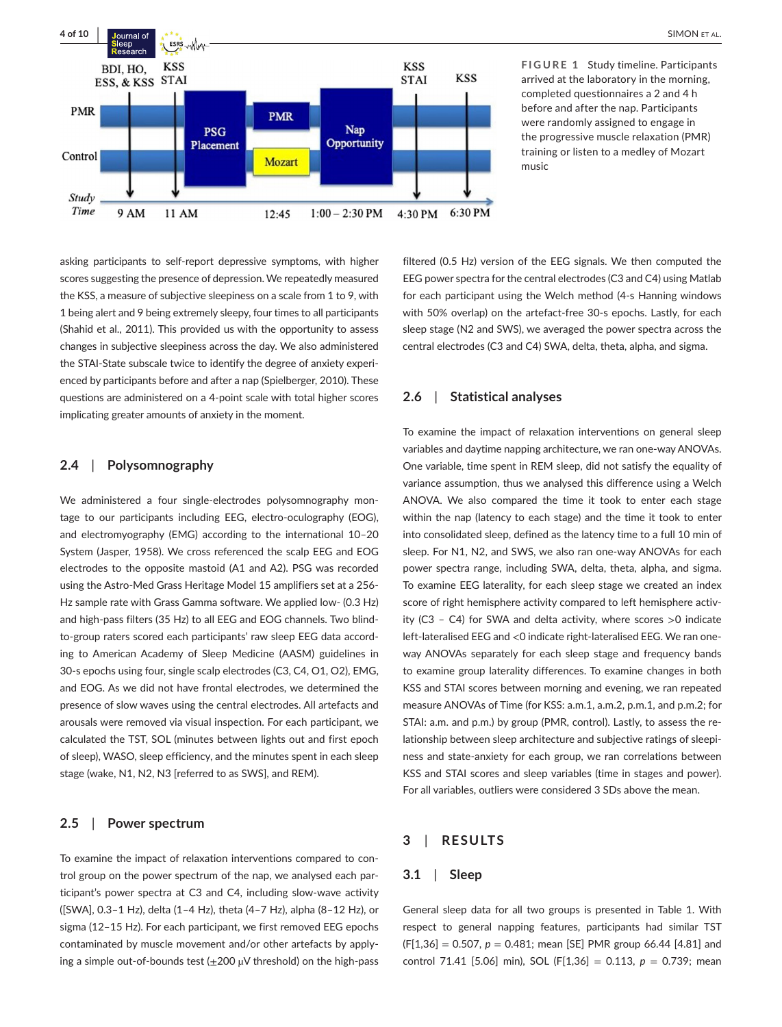FIGURE 1 Study timeline. Participants arrived at the laboratory in the morning, completed questionnaires a 2 and 4 h before and after the nap. Participants were randomly assigned to engage in the progressive muscle relaxation (PMR) training or listen to a medley of Mozart music

asking participants to self-report depressive symptoms, with higher scores suggesting the presence of depression. We repeatedly measured the KSS, a measure of subjective sleepiness on a scale from 1 to 9, with 1 being alert and 9 being extremely sleepy, four times to all participants (Shahid et al., 2011). This provided us with the opportunity to assess changes in subjective sleepiness across the day. We also administered the STAI-State subscale twice to identify the degree of anxiety experienced by participants before and after a nap (Spielberger, 2010). These questions are administered on a 4-point scale with total higher scores implicating greater amounts of anxiety in the moment.

### 2.4 | Polysomnography

We administered a four single-electrodes polysomnography montage to our participants including EEG, electro-oculography (EOG), and electromyography (EMG) according to the international 10–20 System (Jasper, 1958). We cross referenced the scalp EEG and EOG electrodes to the opposite mastoid (A1 and A2). PSG was recorded using the Astro-Med Grass Heritage Model 15 amplifiers set at a 256-Hz sample rate with Grass Gamma software. We applied low- (0.3 Hz) and high-pass filters (35 Hz) to all EEG and EOG channels. Two blind-to-group raters scored each participants' raw sleep EEG data according to American Academy of Sleep Medicine (AASM) guidelines in 30-s epochs using four, single scalp electrodes (C3, C4, O1, O2), EMG, and EOG. As we did not have frontal electrodes, we determined the presence of slow waves using the central electrodes. All artefacts and arousals were removed via visual inspection. For each participant, we calculated the TST, SOL (minutes between lights out and first epoch of sleep), WASO, sleep efficiency, and the minutes spent in each sleep stage (wake, N1, N2, N3 [referred to as SWS], and REM).

### 2.5 | Power spectrum

To examine the impact of relaxation interventions compared to control group on the power spectrum of the nap, we analysed each participant's power spectra at C3 and C4, including slow-wave activity ([SWA], 0.3–1 Hz), delta (1–4 Hz), theta (4–7 Hz), alpha (8–12 Hz), or sigma (12–15 Hz). For each participant, we first removed EEG epochs contaminated by muscle movement and/or other artefacts by applying a simple out-of-bounds test (±200 μV threshold) on the high-pass filtered (0.5 Hz) version of the EEG signals. We then computed the EEG power spectra for the central electrodes (C3 and C4) using Matlab for each participant using the Welch method (4-s Hanning windows with 50% overlap) on the artefact-free 30-s epochs. Lastly, for each sleep stage (N2 and SWS), we averaged the power spectra across the central electrodes (C3 and C4) SWA, delta, theta, alpha, and sigma.

### 2.6 | Statistical analyses

To examine the impact of relaxation interventions on general sleep variables and daytime napping architecture, we ran one-way ANOVAs. One variable, time spent in REM sleep, did not satisfy the equality of variance assumption, thus we analysed this difference using a Welch ANOVA. We also compared the time it took to enter each stage within the nap (latency to each stage) and the time it took to enter into consolidated sleep, defined as the latency time to a full 10 min of sleep. For N1, N2, and SWS, we also ran one-way ANOVAs for each power spectra range, including SWA, delta, theta, alpha, and sigma. To examine EEG laterality, for each sleep stage we created an index score of right hemisphere activity compared to left hemisphere activity (C3 – C4) for SWA and delta activity, where scores >0 indicate left-lateralised EEG and <0 indicate right-lateralised EEG. We ran one-way ANOVAs separately for each sleep stage and frequency bands to examine group laterality differences. To examine changes in both KSS and STAI scores between morning and evening, we ran repeated measure ANOVAs of Time (for KSS: a.m.1, a.m.2, p.m.1, and p.m.2; for STAI: a.m. and p.m.) by group (PMR, control). Lastly, to assess the relationship between sleep architecture and subjective ratings of sleepiness and state-anxiety for each group, we ran correlations between KSS and STAI scores and sleep variables (time in stages and power). For all variables, outliers were considered 3 SDs above the mean.

## 3 | RESULTS

### 3.1 | Sleep

General sleep data for all two groups is presented in Table 1. With respect to general napping features, participants had similar TST ($F[1,36] = 0.507$, $p = 0.481$; mean [SE] PMR group 66.44 [4.81] and control 71.41 [5.06] min), SOL ($F[1,36] = 0.113$, $p = 0.739$; mean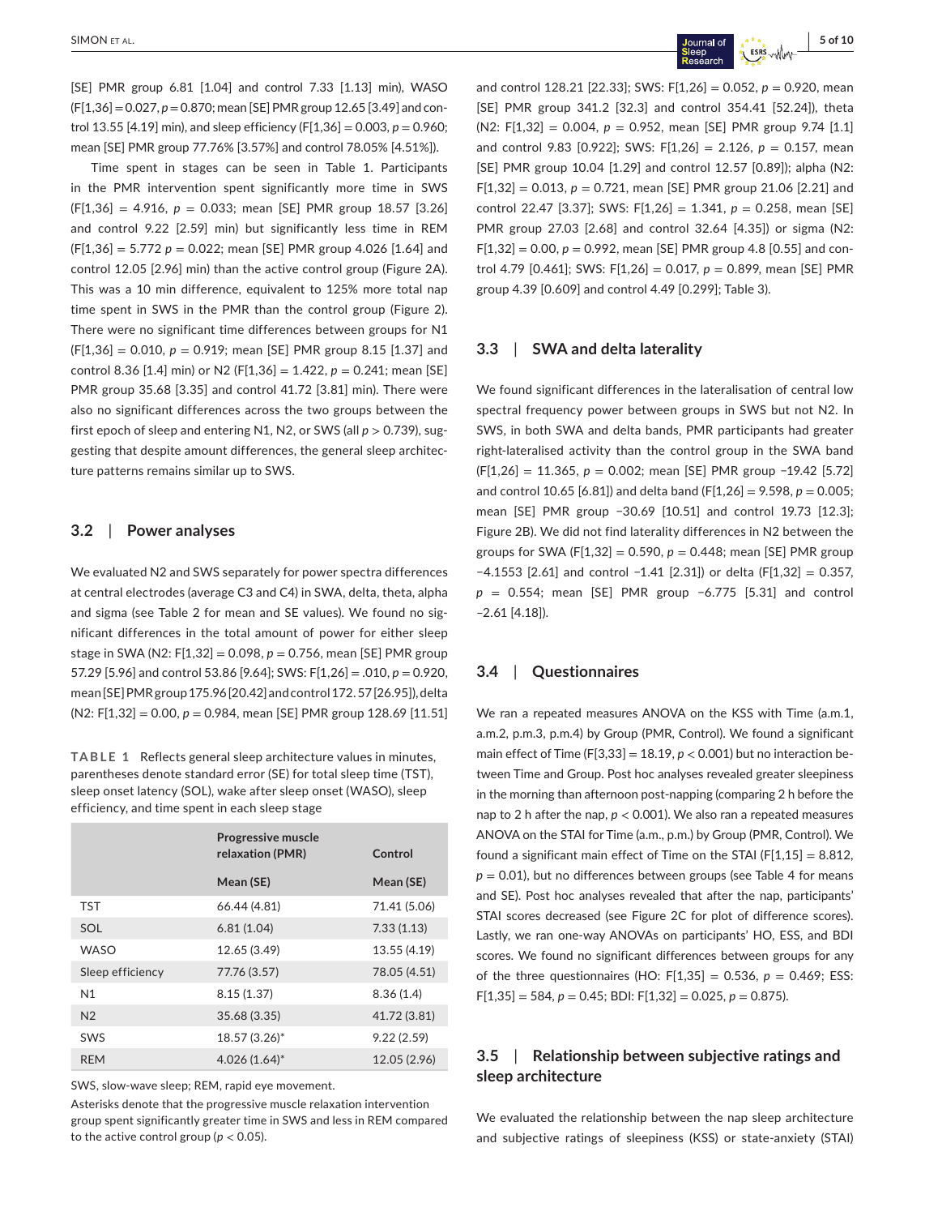[SE] PMR group 6.81 [1.04] and control 7.33 [1.13] min), WASO ($F[1,36] = 0.027$, $p = 0.870$; mean [SE] PMR group 12.65 [3.49] and control 13.55 [4.19] min), and sleep efficiency ($F[1,36] = 0.003$, $p = 0.960$; mean [SE] PMR group 77.76% [3.57%] and control 78.05% [4.51%]).

Time spent in stages can be seen in Table 1. Participants in the PMR intervention spent significantly more time in SWS ($F[1,36] = 4.916$, $p = 0.033$; mean [SE] PMR group 18.57 [3.26] and control 9.22 [2.59] min) but significantly less time in REM ($F[1,36] = 5.772$ $p = 0.022$; mean [SE] PMR group 4.026 [1.64] and control 12.05 [2.96] min) than the active control group (Figure 2A). This was a 10 min difference, equivalent to 125% more total nap time spent in SWS in the PMR than the control group (Figure 2). There were no significant time differences between groups for N1 ($F[1,36] = 0.010$, $p = 0.919$; mean [SE] PMR group 8.15 [1.37] and control 8.36 [1.4] min) or N2 ($F[1,36] = 1.422$, $p = 0.241$; mean [SE] PMR group 35.68 [3.35] and control 41.72 [3.81] min). There were also no significant differences across the two groups between the first epoch of sleep and entering N1, N2, or SWS (all $p > 0.739$), suggesting that despite amount differences, the general sleep architecture patterns remains similar up to SWS.

## 3.2 | Power analyses

We evaluated N2 and SWS separately for power spectra differences at central electrodes (average C3 and C4) in SWA, delta, theta, alpha and sigma (see Table 2 for mean and SE values). We found no significant differences in the total amount of power for either sleep stage in SWA (N2: $F[1,32] = 0.098$, $p = 0.756$, mean [SE] PMR group 57.29 [5.96] and control 53.86 [9.64]; SWS: $F[1,26] = .010$, $p = 0.920$, mean [SE] PMR group 175.96 [20.42] and control 172.57 [26.95]), delta (N2: $F[1,32] = 0.00$, $p = 0.984$, mean [SE] PMR group 128.69 [11.51] and control 128.21 [22.33]; SWS: $F[1,26] = 0.052$, $p = 0.920$, mean [SE] PMR group 341.2 [32.3] and control 354.41 [52.24]), theta (N2: $F[1,32] = 0.004$, $p = 0.952$, mean [SE] PMR group 9.74 [1.1] and control 9.83 [0.922]; SWS: $F[1,26] = 2.126$, $p = 0.157$, mean [SE] PMR group 10.04 [1.29] and control 12.57 [0.89]); alpha (N2: $F[1,32] = 0.013$, $p = 0.721$, mean [SE] PMR group 21.06 [2.21] and control 22.47 [3.37]; SWS: $F[1,26] = 1.341$, $p = 0.258$, mean [SE] PMR group 27.03 [2.68] and control 32.64 [4.35]) or sigma (N2: $F[1,32] = 0.00$, $p = 0.992$, mean [SE] PMR group 4.8 [0.55] and control 4.79 [0.461]; SWS: $F[1,26] = 0.017$, $p = 0.899$, mean [SE] PMR group 4.39 [0.609] and control 4.49 [0.299]; Table 3).

**TABLE 1** Reflects general sleep architecture values in minutes, parentheses denote standard error (SE) for total sleep time (TST), sleep onset latency (SOL), wake after sleep onset (WASO), sleep efficiency, and time spent in each sleep stage

| | Progressive muscle relaxation (PMR) | Control |
|---|---|---|
| | Mean (SE) | Mean (SE) |
| TST | 66.44 (4.81) | 71.41 (5.06) |
| SOL | 6.81 (1.04) | 7.33 (1.13) |
| WASO | 12.65 (3.49) | 13.55 (4.19) |
| Sleep efficiency | 77.76 (3.57) | 78.05 (4.51) |
| N1 | 8.15 (1.37) | 8.36 (1.4) |
| N2 | 35.68 (3.35) | 41.72 (3.81) |
| SWS | 18.57 (3.26)* | 9.22 (2.59) |
| REM | 4.026 (1.64)* | 12.05 (2.96) |

SWS, slow-wave sleep; REM, rapid eye movement.

Asterisks denote that the progressive muscle relaxation intervention group spent significantly greater time in SWS and less in REM compared to the active control group ($p < 0.05$).

## 3.3 | SWA and delta laterality

We found significant differences in the lateralisation of central low spectral frequency power between groups in SWS but not N2. In SWS, in both SWA and delta bands, PMR participants had greater right-lateralised activity than the control group in the SWA band ($F[1,26] = 11.365$, $p = 0.002$; mean [SE] PMR group −19.42 [5.72] and control 10.65 [6.81]) and delta band ($F[1,26] = 9.598$, $p = 0.005$; mean [SE] PMR group −30.69 [10.51] and control 19.73 [12.3]; Figure 2B). We did not find laterality differences in N2 between the groups for SWA ($F[1,32] = 0.590$, $p = 0.448$; mean [SE] PMR group −4.1553 [2.61] and control −1.41 [2.31]) or delta ($F[1,32] = 0.357$, $p = 0.554$; mean [SE] PMR group −6.775 [5.31] and control −2.61 [4.18]).

## 3.4 | Questionnaires

We ran a repeated measures ANOVA on the KSS with Time (a.m.1, a.m.2, p.m.3, p.m.4) by Group (PMR, Control). We found a significant main effect of Time ($F[3,33] = 18.19$, $p < 0.001$) but no interaction between Time and Group. Post hoc analyses revealed greater sleepiness in the morning than afternoon post-napping (comparing 2 h before the nap to 2 h after the nap, $p < 0.001$). We also ran a repeated measures ANOVA on the STAI for Time (a.m., p.m.) by Group (PMR, Control). We found a significant main effect of Time on the STAI ($F[1,15] = 8.812$, $p = 0.01$), but no differences between groups (see Table 4 for means and SE). Post hoc analyses revealed that after the nap, participants' STAI scores decreased (see Figure 2C for plot of difference scores). Lastly, we ran one-way ANOVAs on participants' HO, ESS, and BDI scores. We found no significant differences between groups for any of the three questionnaires (HO: $F[1,35] = 0.536$, $p = 0.469$; ESS: $F[1,35] = 584$, $p = 0.45$; BDI: $F[1,32] = 0.025$, $p = 0.875$).

## 3.5 | Relationship between subjective ratings and sleep architecture

We evaluated the relationship between the nap sleep architecture and subjective ratings of sleepiness (KSS) or state-anxiety (STAI)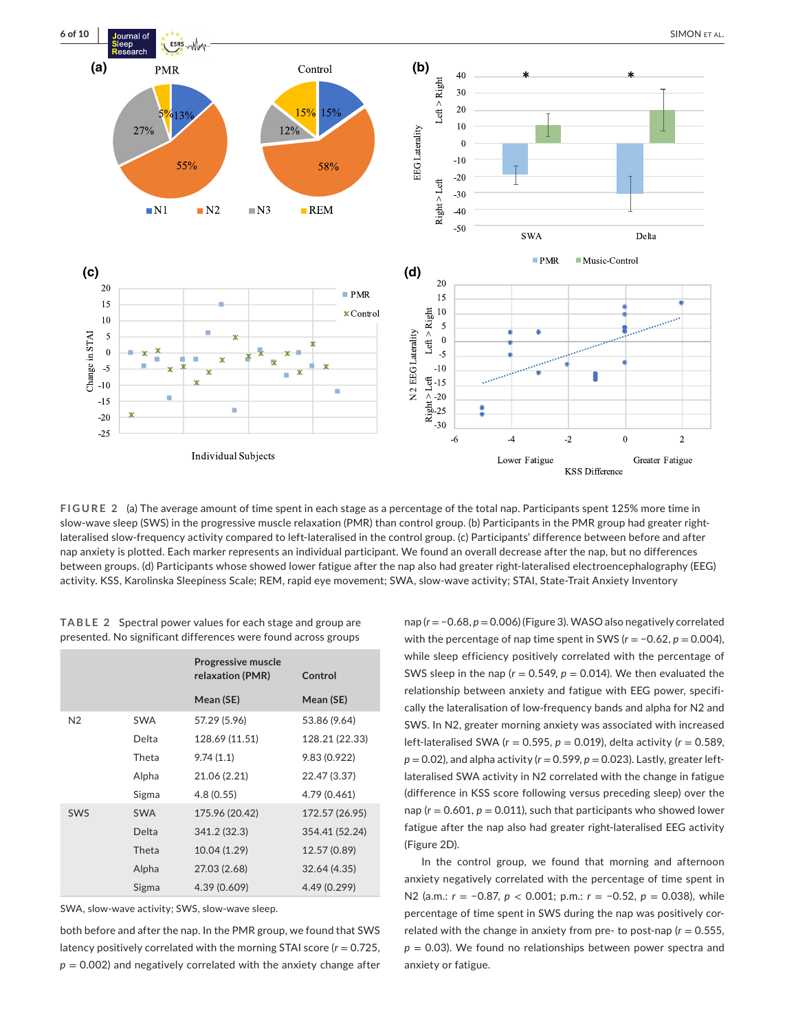FIGURE 2 (a) The average amount of time spent in each stage as a percentage of the total nap. Participants spent 125% more time in slow-wave sleep (SWS) in the progressive muscle relaxation (PMR) group than control group. (b) Participants in the PMR group had greater right-lateralised slow-frequency activity compared to left-lateralised in the control group. (c) Participants' difference between before and after nap anxiety is plotted. Each marker represents an individual participant. We found an overall decrease after the nap, but no differences between groups. (d) Participants whose showed lower fatigue after the nap also had greater right-lateralised electroencephalography (EEG) activity. KSS, Karolinska Sleepiness Scale; REM, rapid eye movement; SWA, slow-wave activity; STAI, State-Trait Anxiety Inventory

TABLE 2 Spectral power values for each stage and group are presented. No significant differences were found across groups

| | | Progressive muscle relaxation (PMR) | Control |
|---|---|---|---|
| | | Mean (SE) | Mean (SE) |
| N2 | SWA | 57.29 (5.96) | 53.86 (9.64) |
| | Delta | 128.69 (11.51) | 128.21 (22.33) |
| | Theta | 9.74 (1.1) | 9.83 (0.922) |
| | Alpha | 21.06 (2.21) | 22.47 (3.37) |
| | Sigma | 4.8 (0.55) | 4.79 (0.461) |
| SWS | SWA | 175.96 (20.42) | 172.57 (26.95) |
| | Delta | 341.2 (32.3) | 354.41 (52.24) |
| | Theta | 10.04 (1.29) | 12.57 (0.89) |
| | Alpha | 27.03 (2.68) | 32.64 (4.35) |
| | Sigma | 4.39 (0.609) | 4.49 (0.299) |

SWA, slow-wave activity; SWS, slow-wave sleep.

both before and after the nap. In the PMR group, we found that SWS latency positively correlated with the morning STAI score ($r = 0.725$, $p = 0.002$) and negatively correlated with the anxiety change after nap ($r = -0.68$, $p = 0.006$) (Figure 3). WASO also negatively correlated with the percentage of nap time spent in SWS ($r = -0.62$, $p = 0.004$), while sleep efficiency positively correlated with the percentage of SWS sleep in the nap ($r = 0.549$, $p = 0.014$). We then evaluated the relationship between anxiety and fatigue with EEG power, specifically the lateralisation of low-frequency bands and alpha for N2 and SWS. In N2, greater morning anxiety was associated with increased left-lateralised SWA ($r = 0.595$, $p = 0.019$), delta activity ($r = 0.589$, $p = 0.02$), and alpha activity ($r = 0.599$, $p = 0.023$). Lastly, greater left-lateralised SWA activity in N2 correlated with the change in fatigue (difference in KSS score following versus preceding sleep) over the nap ($r = 0.601$, $p = 0.011$), such that participants who showed lower fatigue after the nap also had greater right-lateralised EEG activity (Figure 2D).

In the control group, we found that morning and afternoon anxiety negatively correlated with the percentage of time spent in N2 (a.m.: $r = -0.87$, $p < 0.001$; p.m.: $r = -0.52$, $p = 0.038$), while percentage of time spent in SWS during the nap was positively correlated with the change in anxiety from pre- to post-nap ($r = 0.555$, $p = 0.03$). We found no relationships between power spectra and anxiety or fatigue.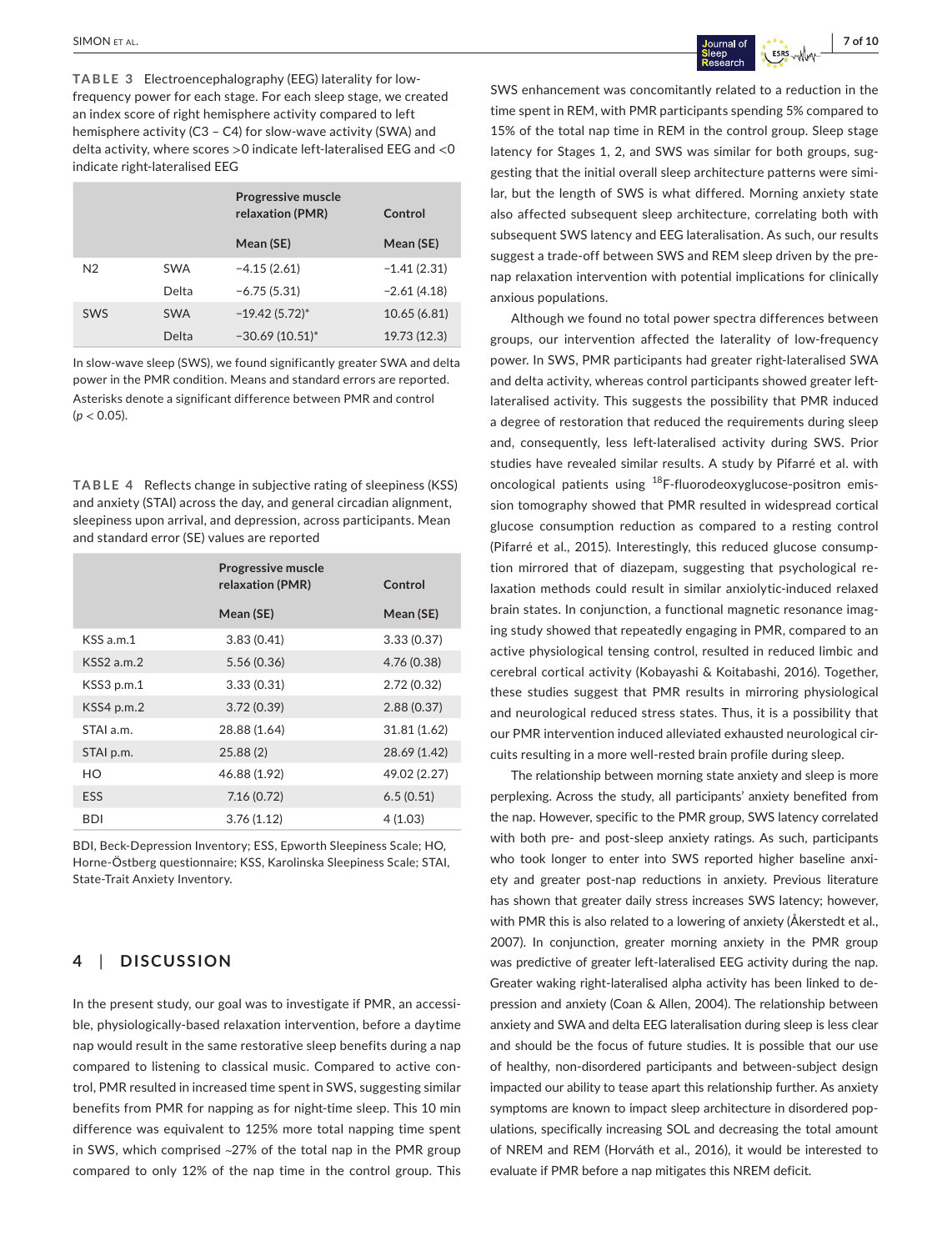**TABLE 3** Electroencephalography (EEG) laterality for low-frequency power for each sleep stage. For each sleep stage, we created an index score of right hemisphere activity compared to left hemisphere activity (C3 – C4) for slow-wave activity (SWA) and delta activity, where scores >0 indicate left-lateralised EEG and <0 indicate right-lateralised EEG

| | | Progressive muscle relaxation (PMR) | Control |
|---|---|---|---|
| | | Mean (SE) | Mean (SE) |
| N2 | SWA | −4.15 (2.61) | −1.41 (2.31) |
| | Delta | −6.75 (5.31) | −2.61 (4.18) |
| SWS | SWA | −19.42 (5.72)* | 10.65 (6.81) |
| | Delta | −30.69 (10.51)* | 19.73 (12.3) |

In slow-wave sleep (SWS), we found significantly greater SWA and delta power in the PMR condition. Means and standard errors are reported. Asterisks denote a significant difference between PMR and control ($p < 0.05$).

**TABLE 4** Reflects change in subjective rating of sleepiness (KSS) and anxiety (STAI) across the day, and general circadian alignment, sleepiness upon arrival, and depression, across participants. Mean and standard error (SE) values are reported

| | Progressive muscle relaxation (PMR) | Control |
|---|---|---|
| | Mean (SE) | Mean (SE) |
| KSS a.m.1 | 3.83 (0.41) | 3.33 (0.37) |
| KSS2 a.m.2 | 5.56 (0.36) | 4.76 (0.38) |
| KSS3 p.m.1 | 3.33 (0.31) | 2.72 (0.32) |
| KSS4 p.m.2 | 3.72 (0.39) | 2.88 (0.37) |
| STAI a.m. | 28.88 (1.64) | 31.81 (1.62) |
| STAI p.m. | 25.88 (2) | 28.69 (1.42) |
| HO | 46.88 (1.92) | 49.02 (2.27) |
| ESS | 7.16 (0.72) | 6.5 (0.51) |
| BDI | 3.76 (1.12) | 4 (1.03) |

BDI, Beck-Depression Inventory; ESS, Epworth Sleepiness Scale; HO, Horne-Östberg questionnaire; KSS, Karolinska Sleepiness Scale; STAI, State-Trait Anxiety Inventory.

## 4 | DISCUSSION

In the present study, our goal was to investigate if PMR, an accessible, physiologically-based relaxation intervention, before a daytime nap would result in the same restorative sleep benefits during a nap compared to listening to classical music. Compared to active control, PMR resulted in increased time spent in SWS, suggesting similar benefits from PMR for napping as for night-time sleep. This 10 min difference was equivalent to 125% more total napping time spent in SWS, which comprised ~27% of the total nap in the PMR group compared to only 12% of the nap time in the control group. This SWS enhancement was concomitantly related to a reduction in the time spent in REM, with PMR participants spending 5% compared to 15% of the total nap time in REM in the control group. Sleep stage latency for Stages 1, 2, and SWS was similar for both groups, suggesting that the initial overall sleep architecture patterns were similar, but the length of SWS is what differed. Morning anxiety state also affected subsequent sleep architecture, correlating both with subsequent SWS latency and EEG lateralisation. As such, our results suggest a trade-off between SWS and REM sleep driven by the pre-nap relaxation intervention with potential implications for clinically anxious populations.

Although we found no total power spectra differences between groups, our intervention affected the laterality of low-frequency power. In SWS, PMR participants had greater right-lateralised SWA and delta activity, whereas control participants showed greater left-lateralised activity. This suggests the possibility that PMR induced a degree of restoration that reduced the requirements during sleep and, consequently, less left-lateralised activity during SWS. Prior studies have revealed similar results. A study by Pifarré et al. with oncological patients using $^{18}$F-fluorodeoxyglucose-positron emission tomography showed that PMR resulted in widespread cortical glucose consumption reduction as compared to a resting control (Pifarré et al., 2015). Interestingly, this reduced glucose consumption mirrored that of diazepam, suggesting that psychological relaxation methods could result in similar anxiolytic-induced relaxed brain states. In conjunction, a functional magnetic resonance imaging study showed that repeatedly engaging in PMR, compared to an active physiological tensing control, resulted in reduced limbic and cerebral cortical activity (Kobayashi & Koitabashi, 2016). Together, these studies suggest that PMR results in mirroring physiological and neurological reduced stress states. Thus, it is a possibility that our PMR intervention induced alleviated exhausted neurological circuits resulting in a more well-rested brain profile during sleep.

The relationship between morning state anxiety and sleep is more perplexing. Across the study, all participants' anxiety benefited from the nap. However, specific to the PMR group, SWS latency correlated with both pre- and post-sleep anxiety ratings. As such, participants who took longer to enter into SWS reported higher baseline anxiety and greater post-nap reductions in anxiety. Previous literature has shown that greater daily stress increases SWS latency; however, with PMR this is also related to a lowering of anxiety (Åkerstedt et al., 2007). In conjunction, greater morning anxiety in the PMR group was predictive of greater left-lateralised EEG activity during the nap. Greater waking right-lateralised alpha activity has been linked to depression and anxiety (Coan & Allen, 2004). The relationship between anxiety and SWA and delta EEG lateralisation during sleep is less clear and should be the focus of future studies. It is possible that our use of healthy, non-disordered participants and between-subject design impacted our ability to tease apart this relationship further. As anxiety symptoms are known to impact sleep architecture in disordered populations, specifically increasing SOL and decreasing the total amount of NREM and REM (Horváth et al., 2016), it would be interested to evaluate if PMR before a nap mitigates this NREM deficit.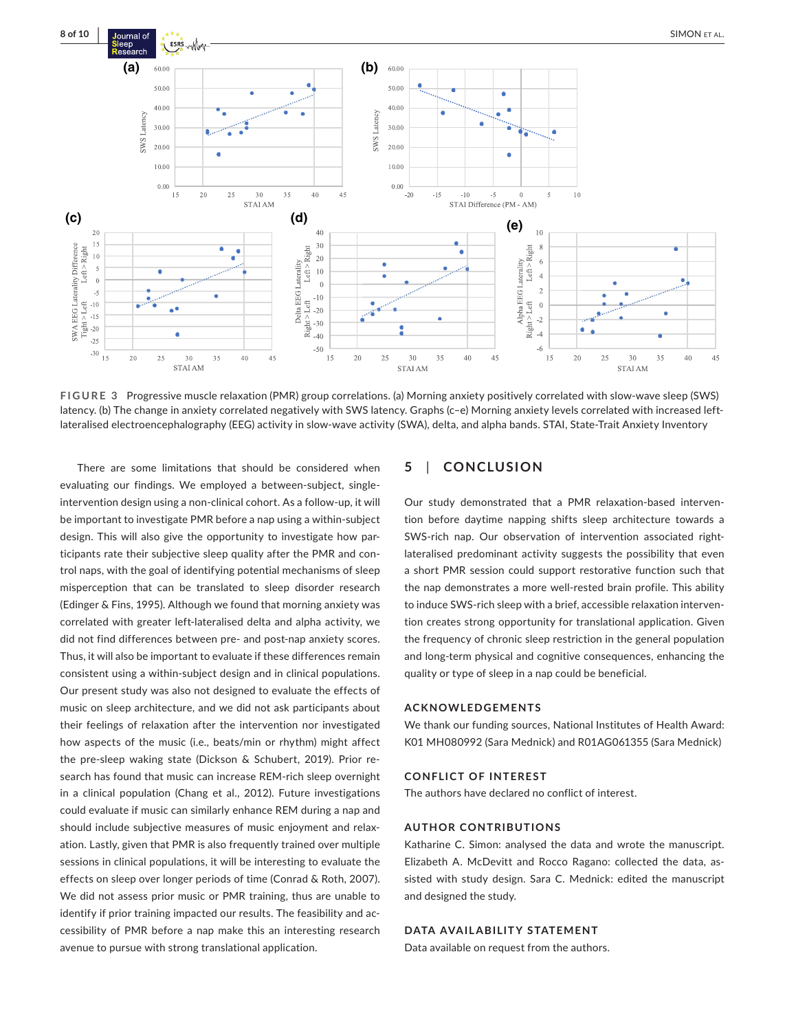FIGURE 3 Progressive muscle relaxation (PMR) group correlations. (a) Morning anxiety positively correlated with slow-wave sleep (SWS) latency. (b) The change in anxiety correlated negatively with SWS latency. Graphs (c–e) Morning anxiety levels correlated with increased left-lateralised electroencephalography (EEG) activity in slow-wave activity (SWA), delta, and alpha bands. STAI, State-Trait Anxiety Inventory

There are some limitations that should be considered when evaluating our findings. We employed a between-subject, single-intervention design using a non-clinical cohort. As a follow-up, it will be important to investigate PMR before a nap using a within-subject design. This will also give the opportunity to investigate how participants rate their subjective sleep quality after the PMR and control naps, with the goal of identifying potential mechanisms of sleep misperception that can be translated to sleep disorder research (Edinger & Fins, 1995). Although we found that morning anxiety was correlated with greater left-lateralised delta and alpha activity, we did not find differences between pre- and post-nap anxiety scores. Thus, it will also be important to evaluate if these differences remain consistent using a within-subject design and in clinical populations. Our present study was also not designed to evaluate the effects of music on sleep architecture, and we did not ask participants about their feelings of relaxation after the intervention nor investigated how aspects of the music (i.e., beats/min or rhythm) might affect the pre-sleep waking state (Dickson & Schubert, 2019). Prior research has found that music can increase REM-rich sleep overnight in a clinical population (Chang et al., 2012). Future investigations could evaluate if music can similarly enhance REM during a nap and should include subjective measures of music enjoyment and relaxation. Lastly, given that PMR is also frequently trained over multiple sessions in clinical populations, it will be interesting to evaluate the effects on sleep over longer periods of time (Conrad & Roth, 2007). We did not assess prior music or PMR training, thus are unable to identify if prior training impacted our results. The feasibility and accessibility of PMR before a nap make this an interesting research avenue to pursue with strong translational application.

## 5 | CONCLUSION

Our study demonstrated that a PMR relaxation-based intervention before daytime napping shifts sleep architecture towards a SWS-rich nap. Our observation of intervention associated right-lateralised predominant activity suggests the possibility that even a short PMR session could support restorative function such that the nap demonstrates a more well-rested brain profile. This ability to induce SWS-rich sleep with a brief, accessible relaxation intervention creates strong opportunity for translational application. Given the frequency of chronic sleep restriction in the general population and long-term physical and cognitive consequences, enhancing the quality or type of sleep in a nap could be beneficial.

### ACKNOWLEDGEMENTS

We thank our funding sources, National Institutes of Health Award: K01 MH080992 (Sara Mednick) and R01AG061355 (Sara Mednick)

### CONFLICT OF INTEREST

The authors have declared no conflict of interest.

### AUTHOR CONTRIBUTIONS

Katharine C. Simon: analysed the data and wrote the manuscript. Elizabeth A. McDevitt and Rocco Ragano: collected the data, assisted with study design. Sara C. Mednick: edited the manuscript and designed the study.

### DATA AVAILABILITY STATEMENT

Data available on request from the authors.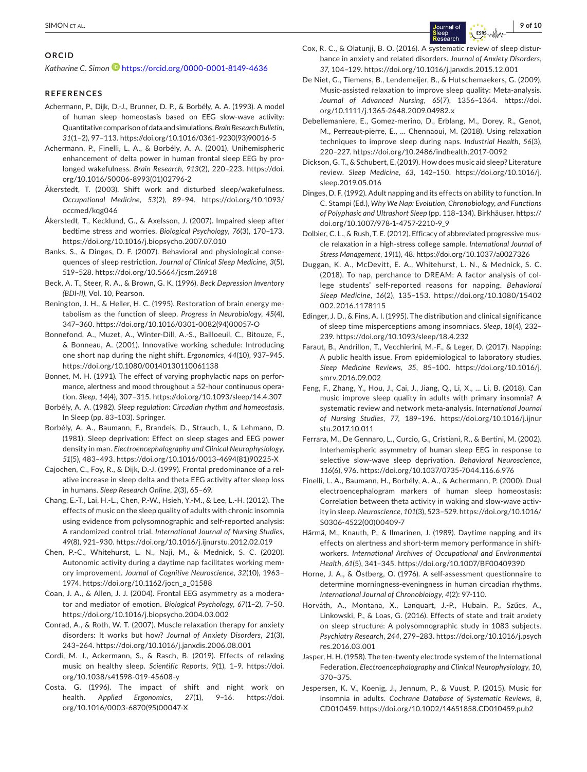## ORCID

*Katharine C. Simon* https://orcid.org/0000-0001-8149-4636

## REFERENCES

Achermann, P., Dijk, D.-J., Brunner, D. P., & Borbély, A. A. (1993). A model of human sleep homeostasis based on EEG slow-wave activity: Quantitative comparison of data and simulations. *Brain Research Bulletin*, *31*(1–2), 97–113. https://doi.org/10.1016/0361-9230(93)90016-5

Achermann, P., Finelli, L. A., & Borbély, A. A. (2001). Unihemispheric enhancement of delta power in human frontal sleep EEG by prolonged wakefulness. *Brain Research*, *913*(2), 220–223. https://doi.org/10.1016/S0006-8993(01)02796-2

Åkerstedt, T. (2003). Shift work and disturbed sleep/wakefulness. *Occupational Medicine*, *53*(2), 89–94. https://doi.org/10.1093/occmed/kqg046

Åkerstedt, T., Kecklund, G., & Axelsson, J. (2007). Impaired sleep after bedtime stress and worries. *Biological Psychology*, *76*(3), 170–173. https://doi.org/10.1016/j.biopsycho.2007.07.010

Banks, S., & Dinges, D. F. (2007). Behavioral and physiological consequences of sleep restriction. *Journal of Clinical Sleep Medicine*, *3*(5), 519–528. https://doi.org/10.5664/jcsm.26918

Beck, A. T., Steer, R. A., & Brown, G. K. (1996). *Beck Depression Inventory (BDI-II)*, Vol. 10, Pearson.

Benington, J. H., & Heller, H. C. (1995). Restoration of brain energy metabolism as the function of sleep. *Progress in Neurobiology*, *45*(4), 347–360. https://doi.org/10.1016/0301-0082(94)00057-O

Bonnefond, A., Muzet, A., Winter-Dill, A.-S., Bailloeuil, C., Bitouze, F., & Bonneau, A. (2001). Innovative working schedule: Introducing one short nap during the night shift. *Ergonomics*, *44*(10), 937–945. https://doi.org/10.1080/00140130110061138

Bonnet, M. H. (1991). The effect of varying prophylactic naps on performance, alertness and mood throughout a 52-hour continuous operation. *Sleep*, *14*(4), 307–315. https://doi.org/10.1093/sleep/14.4.307

Borbély, A. A. (1982). *Sleep regulation: Circadian rhythm and homeostasis*. In Sleep (pp. 83–103). Springer.

Borbély, A. A., Baumann, F., Brandeis, D., Strauch, I., & Lehmann, D. (1981). Sleep deprivation: Effect on sleep stages and EEG power density in man. *Electroencephalography and Clinical Neurophysiology*, *51*(5), 483–493. https://doi.org/10.1016/0013-4694(81)90225-X

Cajochen, C., Foy, R., & Dijk, D.-J. (1999). Frontal predominance of a relative increase in sleep delta and theta EEG activity after sleep loss in humans. *Sleep Research Online*, *2*(3), 65–69.

Chang, E.-T., Lai, H.-L., Chen, P.-W., Hsieh, Y.-M., & Lee, L.-H. (2012). The effects of music on the sleep quality of adults with chronic insomnia using evidence from polysomnographic and self-reported analysis: A randomized control trial. *International Journal of Nursing Studies*, *49*(8), 921–930. https://doi.org/10.1016/j.ijnurstu.2012.02.019

Chen, P.-C., Whitehurst, L. N., Naji, M., & Mednick, S. C. (2020). Autonomic activity during a daytime nap facilitates working memory improvement. *Journal of Cognitive Neuroscience*, *32*(10), 1963–1974. https://doi.org/10.1162/jocn_a_01588

Coan, J. A., & Allen, J. J. (2004). Frontal EEG asymmetry as a moderator and mediator of emotion. *Biological Psychology*, *67*(1–2), 7–50. https://doi.org/10.1016/j.biopsycho.2004.03.002

Conrad, A., & Roth, W. T. (2007). Muscle relaxation therapy for anxiety disorders: It works but how? *Journal of Anxiety Disorders*, *21*(3), 243–264. https://doi.org/10.1016/j.janxdis.2006.08.001

Cordi, M. J., Ackermann, S., & Rasch, B. (2019). Effects of relaxing music on healthy sleep. *Scientific Reports*, *9*(1), 1–9. https://doi.org/10.1038/s41598-019-45608-y

Costa, G. (1996). The impact of shift and night work on health. *Applied Ergonomics*, *27*(1), 9–16. https://doi.org/10.1016/0003-6870(95)00047-X

Cox, R. C., & Olatunji, B. O. (2016). A systematic review of sleep disturbance in anxiety and related disorders. *Journal of Anxiety Disorders*, *37*, 104–129. https://doi.org/10.1016/j.janxdis.2015.12.001

De Niet, G., Tiemens, B., Lendemeijer, B., & Hutschemaekers, G. (2009). Music-assisted relaxation to improve sleep quality: Meta-analysis. *Journal of Advanced Nursing*, *65*(7), 1356–1364. https://doi.org/10.1111/j.1365-2648.2009.04982.x

Debellemaniere, E., Gomez-merino, D., Erblang, M., Dorey, R., Genot, M., Perreaut-pierre, E., … Chennaoui, M. (2018). Using relaxation techniques to improve sleep during naps. *Industrial Health*, *56*(3), 220–227. https://doi.org/10.2486/indhealth.2017-0092

Dickson, G. T., & Schubert, E. (2019). How does music aid sleep? Literature review. *Sleep Medicine*, *63*, 142–150. https://doi.org/10.1016/j.sleep.2019.05.016

Dinges, D. F. (1992). Adult napping and its effects on ability to function. In C. Stampi (Ed.), *Why We Nap: Evolution, Chronobiology, and Functions of Polyphasic and Ultrashort Sleep* (pp. 118–134). Birkhäuser. https://doi.org/10.1007/978-1-4757-2210-9_9

Dolbier, C. L., & Rush, T. E. (2012). Efficacy of abbreviated progressive muscle relaxation in a high-stress college sample. *International Journal of Stress Management*, *19*(1), 48. https://doi.org/10.1037/a0027326

Duggan, K. A., McDevitt, E. A., Whitehurst, L. N., & Mednick, S. C. (2018). To nap, perchance to DREAM: A factor analysis of college students' self-reported reasons for napping. *Behavioral Sleep Medicine*, *16*(2), 135–153. https://doi.org/10.1080/15402002.2016.1178115

Edinger, J. D., & Fins, A. I. (1995). The distribution and clinical significance of sleep time misperceptions among insomniacs. *Sleep*, *18*(4), 232–239. https://doi.org/10.1093/sleep/18.4.232

Faraut, B., Andrillon, T., Vecchierini, M.-F., & Leger, D. (2017). Napping: A public health issue. From epidemiological to laboratory studies. *Sleep Medicine Reviews*, *35*, 85–100. https://doi.org/10.1016/j.smrv.2016.09.002

Feng, F., Zhang, Y., Hou, J., Cai, J., Jiang, Q., Li, X., … Li, B. (2018). Can music improve sleep quality in adults with primary insomnia? A systematic review and network meta-analysis. *International Journal of Nursing Studies*, *77*, 189–196. https://doi.org/10.1016/j.ijnurstu.2017.10.011

Ferrara, M., De Gennaro, L., Curcio, G., Cristiani, R., & Bertini, M. (2002). Interhemispheric asymmetry of human sleep EEG in response to selective slow-wave sleep deprivation. *Behavioral Neuroscience*, *116*(6), 976. https://doi.org/10.1037/0735-7044.116.6.976

Finelli, L. A., Baumann, H., Borbély, A. A., & Achermann, P. (2000). Dual electroencephalogram markers of human sleep homeostasis: Correlation between theta activity in waking and slow-wave activity in sleep. *Neuroscience*, *101*(3), 523–529. https://doi.org/10.1016/S0306-4522(00)00409-7

Härmä, M., Knauth, P., & Ilmarinen, J. (1989). Daytime napping and its effects on alertness and short-term memory performance in shiftworkers. *International Archives of Occupational and Environmental Health*, *61*(5), 341–345. https://doi.org/10.1007/BF00409390

Horne, J. A., & Östberg, O. (1976). A self-assessment questionnaire to determine morningness-eveningness in human circadian rhythms. *International Journal of Chronobiology*, *4*(2): 97-110.

Horváth, A., Montana, X., Lanquart, J.-P., Hubain, P., Szűcs, A., Linkowski, P., & Loas, G. (2016). Effects of state and trait anxiety on sleep structure: A polysomnographic study in 1083 subjects. *Psychiatry Research*, *244*, 279–283. https://doi.org/10.1016/j.psychres.2016.03.001

Jasper, H. H. (1958). The ten-twenty electrode system of the International Federation. *Electroencephalography and Clinical Neurophysiology*, *10*, 370–375.

Jespersen, K. V., Koenig, J., Jennum, P., & Vuust, P. (2015). Music for insomnia in adults. *Cochrane Database of Systematic Reviews*, *8*, CD010459. https://doi.org/10.1002/14651858.CD010459.pub2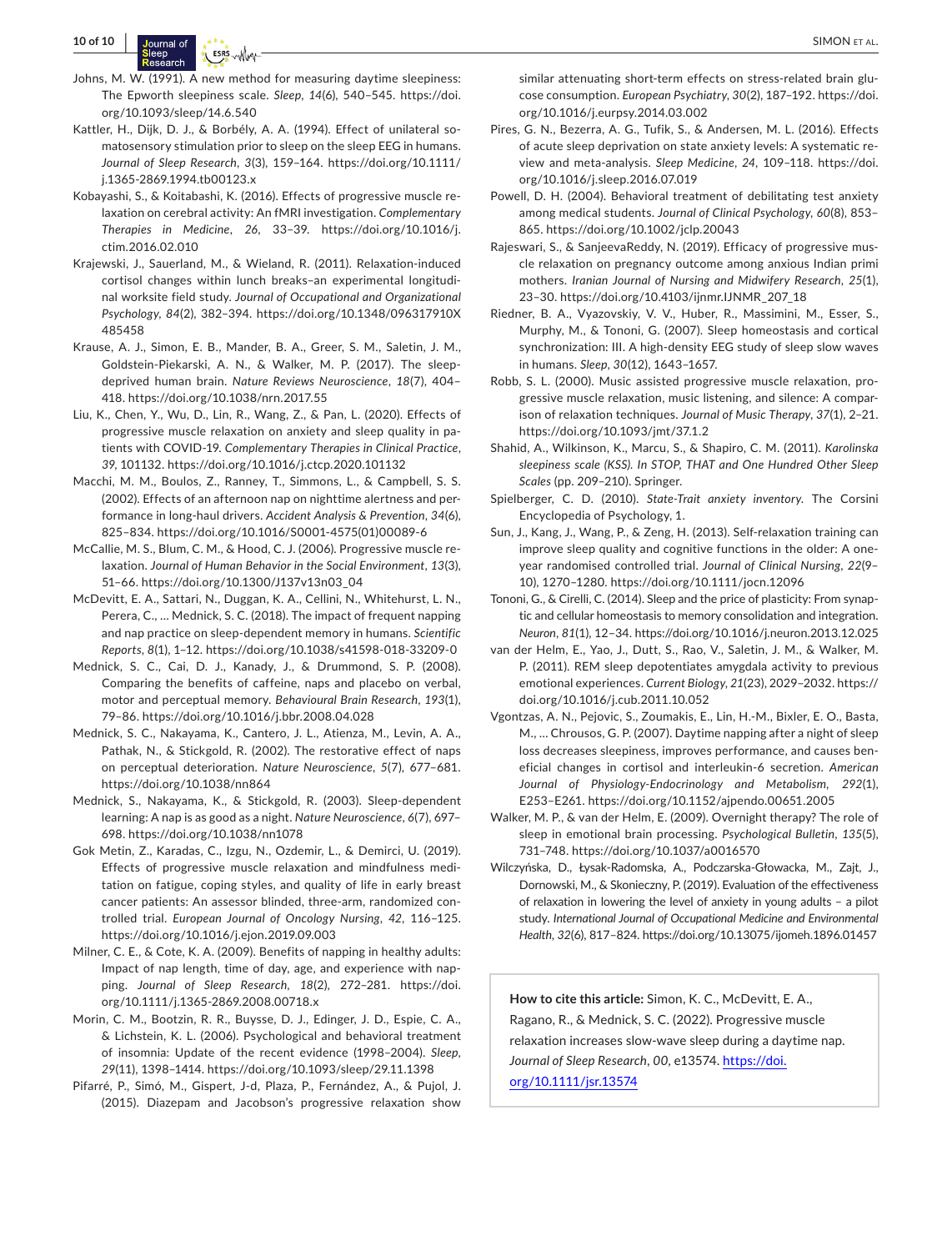Johns, M. W. (1991). A new method for measuring daytime sleepiness: The Epworth sleepiness scale. *Sleep*, *14*(6), 540–545. https://doi.org/10.1093/sleep/14.6.540

Kattler, H., Dijk, D. J., & Borbély, A. A. (1994). Effect of unilateral somatosensory stimulation prior to sleep on the sleep EEG in humans. *Journal of Sleep Research*, *3*(3), 159–164. https://doi.org/10.1111/j.1365-2869.1994.tb00123.x

Kobayashi, S., & Koitabashi, K. (2016). Effects of progressive muscle relaxation on cerebral activity: An fMRI investigation. *Complementary Therapies in Medicine*, *26*, 33–39. https://doi.org/10.1016/j.ctim.2016.02.010

Krajewski, J., Sauerland, M., & Wieland, R. (2011). Relaxation-induced cortisol changes within lunch breaks–an experimental longitudinal worksite field study. *Journal of Occupational and Organizational Psychology*, *84*(2), 382–394. https://doi.org/10.1348/096317910X485458

Krause, A. J., Simon, E. B., Mander, B. A., Greer, S. M., Saletin, J. M., Goldstein-Piekarski, A. N., & Walker, M. P. (2017). The sleep-deprived human brain. *Nature Reviews Neuroscience*, *18*(7), 404–418. https://doi.org/10.1038/nrn.2017.55

Liu, K., Chen, Y., Wu, D., Lin, R., Wang, Z., & Pan, L. (2020). Effects of progressive muscle relaxation on anxiety and sleep quality in patients with COVID-19. *Complementary Therapies in Clinical Practice*, *39*, 101132. https://doi.org/10.1016/j.ctcp.2020.101132

Macchi, M. M., Boulos, Z., Ranney, T., Simmons, L., & Campbell, S. S. (2002). Effects of an afternoon nap on nighttime alertness and performance in long-haul drivers. *Accident Analysis & Prevention*, *34*(6), 825–834. https://doi.org/10.1016/S0001-4575(01)00089-6

McCallie, M. S., Blum, C. M., & Hood, C. J. (2006). Progressive muscle relaxation. *Journal of Human Behavior in the Social Environment*, *13*(3), 51–66. https://doi.org/10.1300/J137v13n03_04

McDevitt, E. A., Sattari, N., Duggan, K. A., Cellini, N., Whitehurst, L. N., Perera, C., … Mednick, S. C. (2018). The impact of frequent napping and nap practice on sleep-dependent memory in humans. *Scientific Reports*, *8*(1), 1–12. https://doi.org/10.1038/s41598-018-33209-0

Mednick, S. C., Cai, D. J., Kanady, J., & Drummond, S. P. (2008). Comparing the benefits of caffeine, naps and placebo on verbal, motor and perceptual memory. *Behavioural Brain Research*, *193*(1), 79–86. https://doi.org/10.1016/j.bbr.2008.04.028

Mednick, S. C., Nakayama, K., Cantero, J. L., Atienza, M., Levin, A. A., Pathak, N., & Stickgold, R. (2002). The restorative effect of naps on perceptual deterioration. *Nature Neuroscience*, *5*(7), 677–681. https://doi.org/10.1038/nn864

Mednick, S., Nakayama, K., & Stickgold, R. (2003). Sleep-dependent learning: A nap is as good as a night. *Nature Neuroscience*, *6*(7), 697–698. https://doi.org/10.1038/nn1078

Gok Metin, Z., Karadas, C., Izgu, N., Ozdemir, L., & Demirci, U. (2019). Effects of progressive muscle relaxation and mindfulness meditation on fatigue, coping styles, and quality of life in early breast cancer patients: An assessor blinded, three-arm, randomized controlled trial. *European Journal of Oncology Nursing*, *42*, 116–125. https://doi.org/10.1016/j.ejon.2019.09.003

Milner, C. E., & Cote, K. A. (2009). Benefits of napping in healthy adults: Impact of nap length, time of day, age, and experience with napping. *Journal of Sleep Research*, *18*(2), 272–281. https://doi.org/10.1111/j.1365-2869.2008.00718.x

Morin, C. M., Bootzin, R. R., Buysse, D. J., Edinger, J. D., Espie, C. A., & Lichstein, K. L. (2006). Psychological and behavioral treatment of insomnia: Update of the recent evidence (1998–2004). *Sleep*, *29*(11), 1398–1414. https://doi.org/10.1093/sleep/29.11.1398

Pifarré, P., Simó, M., Gispert, J-d, Plaza, P., Fernández, A., & Pujol, J. (2015). Diazepam and Jacobson's progressive relaxation show similar attenuating short-term effects on stress-related brain glucose consumption. *European Psychiatry*, *30*(2), 187–192. https://doi.org/10.1016/j.eurpsy.2014.03.002

Pires, G. N., Bezerra, A. G., Tufik, S., & Andersen, M. L. (2016). Effects of acute sleep deprivation on state anxiety levels: A systematic review and meta-analysis. *Sleep Medicine*, *24*, 109–118. https://doi.org/10.1016/j.sleep.2016.07.019

Powell, D. H. (2004). Behavioral treatment of debilitating test anxiety among medical students. *Journal of Clinical Psychology*, *60*(8), 853–865. https://doi.org/10.1002/jclp.20043

Rajeswari, S., & SanjeevaReddy, N. (2019). Efficacy of progressive muscle relaxation on pregnancy outcome among anxious Indian primi mothers. *Iranian Journal of Nursing and Midwifery Research*, *25*(1), 23–30. https://doi.org/10.4103/ijnmr.IJNMR_207_18

Riedner, B. A., Vyazovskiy, V. V., Huber, R., Massimini, M., Esser, S., Murphy, M., & Tononi, G. (2007). Sleep homeostasis and cortical synchronization: III. A high-density EEG study of sleep slow waves in humans. *Sleep*, *30*(12), 1643–1657.

Robb, S. L. (2000). Music assisted progressive muscle relaxation, progressive muscle relaxation, music listening, and silence: A comparison of relaxation techniques. *Journal of Music Therapy*, *37*(1), 2–21. https://doi.org/10.1093/jmt/37.1.2

Shahid, A., Wilkinson, K., Marcu, S., & Shapiro, C. M. (2011). *Karolinska sleepiness scale (KSS). In STOP, THAT and One Hundred Other Sleep Scales* (pp. 209–210). Springer.

Spielberger, C. D. (2010). *State-Trait anxiety inventory*. The Corsini Encyclopedia of Psychology, 1.

Sun, J., Kang, J., Wang, P., & Zeng, H. (2013). Self-relaxation training can improve sleep quality and cognitive functions in the older: A one-year randomised controlled trial. *Journal of Clinical Nursing*, *22*(9–10), 1270–1280. https://doi.org/10.1111/jocn.12096

Tononi, G., & Cirelli, C. (2014). Sleep and the price of plasticity: From synaptic and cellular homeostasis to memory consolidation and integration. *Neuron*, *81*(1), 12–34. https://doi.org/10.1016/j.neuron.2013.12.025

van der Helm, E., Yao, J., Dutt, S., Rao, V., Saletin, J. M., & Walker, M. P. (2011). REM sleep depotentiates amygdala activity to previous emotional experiences. *Current Biology*, *21*(23), 2029–2032. https://doi.org/10.1016/j.cub.2011.10.052

Vgontzas, A. N., Pejovic, S., Zoumakis, E., Lin, H.-M., Bixler, E. O., Basta, M., … Chrousos, G. P. (2007). Daytime napping after a night of sleep loss decreases sleepiness, improves performance, and causes beneficial changes in cortisol and interleukin-6 secretion. *American Journal of Physiology-Endocrinology and Metabolism*, *292*(1), E253–E261. https://doi.org/10.1152/ajpendo.00651.2005

Walker, M. P., & van der Helm, E. (2009). Overnight therapy? The role of sleep in emotional brain processing. *Psychological Bulletin*, *135*(5), 731–748. https://doi.org/10.1037/a0016570

Wilczyńska, D., Łysak-Radomska, A., Podczarska-Głowacka, M., Zajt, J., Dornowski, M., & Skonieczny, P. (2019). Evaluation of the effectiveness of relaxation in lowering the level of anxiety in young adults – a pilot study. *International Journal of Occupational Medicine and Environmental Health*, *32*(6), 817–824. https://doi.org/10.13075/ijomeh.1896.01457

**How to cite this article:** Simon, K. C., McDevitt, E. A., Ragano, R., & Mednick, S. C. (2022). Progressive muscle relaxation increases slow-wave sleep during a daytime nap. *Journal of Sleep Research*, *00*, e13574. https://doi.org/10.1111/jsr.13574